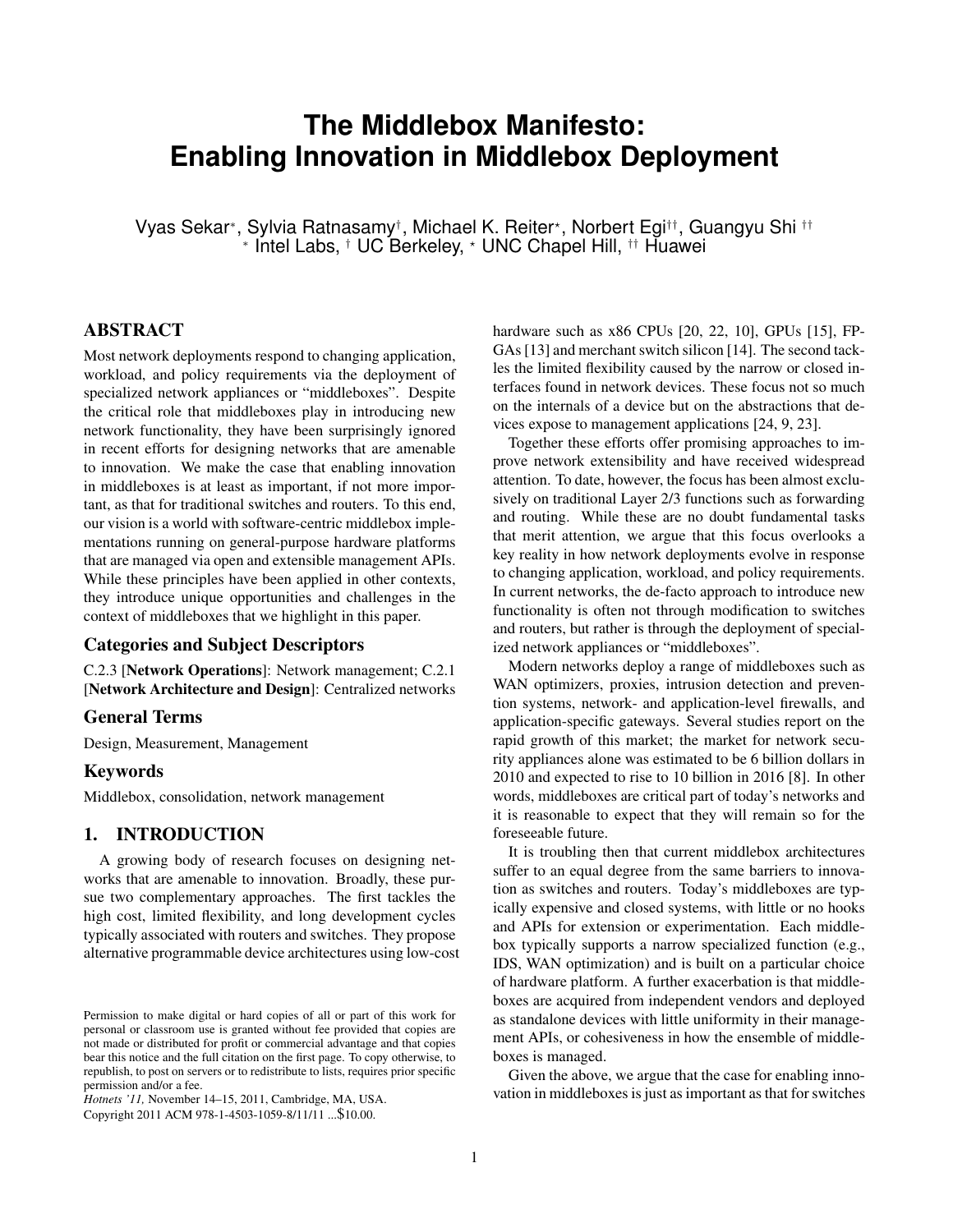# The Middlebox Manifesto: Enabling Innovation in Middlebox Deployment

Vyas Sekar*, Sylvia Ratnasamy†, Michael K. Reiter⋆, Norbert Egi††, Guangyu Shi ††
* Intel Labs, † UC Berkeley, ⋆ UNC Chapel Hill, †† Huawei

## ABSTRACT

Most network deployments respond to changing application, workload, and policy requirements via the deployment of specialized network appliances or "middleboxes". Despite the critical role that middleboxes play in introducing new network functionality, they have been surprisingly ignored in recent efforts for designing networks that are amenable to innovation. We make the case that enabling innovation in middleboxes is at least as important, if not more important, as that for traditional switches and routers. To this end, our vision is a world with software-centric middlebox implementations running on general-purpose hardware platforms that are managed via open and extensible management APIs. While these principles have been applied in other contexts, they introduce unique opportunities and challenges in the context of middleboxes that we highlight in this paper.

### Categories and Subject Descriptors

C.2.3 [**Network Operations**]: Network management; C.2.1 [**Network Architecture and Design**]: Centralized networks

### General Terms

Design, Measurement, Management

### Keywords

Middlebox, consolidation, network management

## 1. INTRODUCTION

A growing body of research focuses on designing networks that are amenable to innovation. Broadly, these pursue two complementary approaches. The first tackles the high cost, limited flexibility, and long development cycles typically associated with routers and switches. They propose alternative programmable device architectures using low-cost hardware such as x86 CPUs [20, 22, 10], GPUs [15], FPGAs [13] and merchant switch silicon [14]. The second tackles the limited flexibility caused by the narrow or closed interfaces found in network devices. These focus not so much on the internals of a device but on the abstractions that devices expose to management applications [24, 9, 23].

Together these efforts offer promising approaches to improve network extensibility and have received widespread attention. To date, however, the focus has been almost exclusively on traditional Layer 2/3 functions such as forwarding and routing. While these are no doubt fundamental tasks that merit attention, we argue that this focus overlooks a key reality in how network deployments evolve in response to changing application, workload, and policy requirements. In current networks, the de-facto approach to introduce new functionality is often not through modification to switches and routers, but rather is through the deployment of specialized network appliances or "middleboxes".

Modern networks deploy a range of middleboxes such as WAN optimizers, proxies, intrusion detection and prevention systems, network- and application-level firewalls, and application-specific gateways. Several studies report on the rapid growth of this market; the market for network security appliances alone was estimated to be 6 billion dollars in 2010 and expected to rise to 10 billion in 2016 [8]. In other words, middleboxes are critical part of today's networks and it is reasonable to expect that they will remain so for the foreseeable future.

It is troubling then that current middlebox architectures suffer to an equal degree from the same barriers to innovation as switches and routers. Today's middleboxes are typically expensive and closed systems, with little or no hooks and APIs for extension or experimentation. Each middlebox typically supports a narrow specialized function (e.g., IDS, WAN optimization) and is built on a particular choice of hardware platform. A further exacerbation is that middleboxes are acquired from independent vendors and deployed as standalone devices with little uniformity in their management APIs, or cohesiveness in how the ensemble of middleboxes is managed.

Given the above, we argue that the case for enabling innovation in middleboxes is just as important as that for switches

Permission to make digital or hard copies of all or part of this work for personal or classroom use is granted without fee provided that copies are not made or distributed for profit or commercial advantage and that copies bear this notice and the full citation on the first page. To copy otherwise, to republish, to post on servers or to redistribute to lists, requires prior specific permission and/or a fee.
*Hotnets '11,* November 14–15, 2011, Cambridge, MA, USA.
Copyright 2011 ACM 978-1-4503-1059-8/11/11 ...$10.00.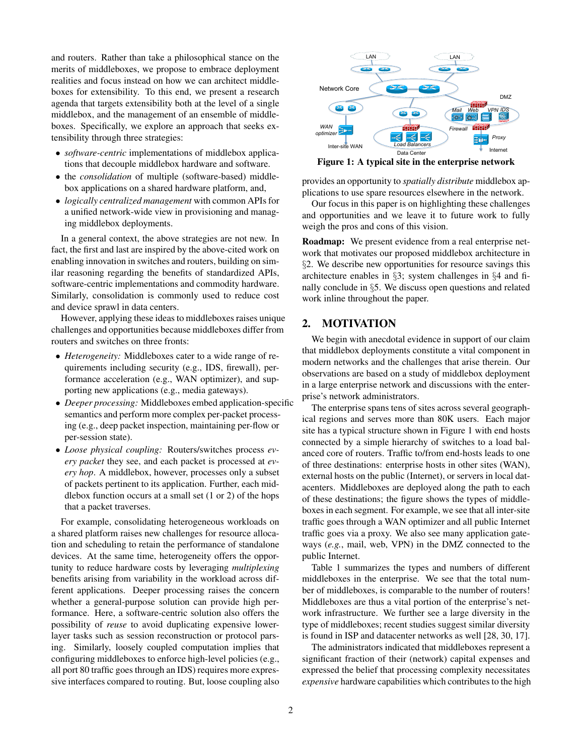and routers. Rather than take a philosophical stance on the merits of middleboxes, we propose to embrace deployment realities and focus instead on how we can architect middleboxes for extensibility. To this end, we present a research agenda that targets extensibility both at the level of a single middlebox, and the management of an ensemble of middleboxes. Specifically, we explore an approach that seeks extensibility through three strategies:

- *software-centric* implementations of middlebox applications that decouple middlebox hardware and software.
- the *consolidation* of multiple (software-based) middlebox applications on a shared hardware platform, and,
- *logically centralized management* with common APIs for a unified network-wide view in provisioning and managing middlebox deployments.

In a general context, the above strategies are not new. In fact, the first and last are inspired by the above-cited work on enabling innovation in switches and routers, building on similar reasoning regarding the benefits of standardized APIs, software-centric implementations and commodity hardware. Similarly, consolidation is commonly used to reduce cost and device sprawl in data centers.

However, applying these ideas to middleboxes raises unique challenges and opportunities because middleboxes differ from routers and switches on three fronts:

- *Heterogeneity:* Middleboxes cater to a wide range of requirements including security (e.g., IDS, firewall), performance acceleration (e.g., WAN optimizer), and supporting new applications (e.g., media gateways).
- *Deeper processing:* Middleboxes embed application-specific semantics and perform more complex per-packet processing (e.g., deep packet inspection, maintaining per-flow or per-session state).
- *Loose physical coupling:* Routers/switches process *every packet* they see, and each packet is processed at *every hop*. A middlebox, however, processes only a subset of packets pertinent to its application. Further, each middlebox function occurs at a small set (1 or 2) of the hops that a packet traverses.

For example, consolidating heterogeneous workloads on a shared platform raises new challenges for resource allocation and scheduling to retain the performance of standalone devices. At the same time, heterogeneity offers the opportunity to reduce hardware costs by leveraging *multiplexing* benefits arising from variability in the workload across different applications. Deeper processing raises the concern whether a general-purpose solution can provide high performance. Here, a software-centric solution also offers the possibility of *reuse* to avoid duplicating expensive lower-layer tasks such as session reconstruction or protocol parsing. Similarly, loosely coupled computation implies that configuring middleboxes to enforce high-level policies (e.g., all port 80 traffic goes through an IDS) requires more expressive interfaces compared to routing. But, loose coupling also provides an opportunity to *spatially distribute* middlebox applications to use spare resources elsewhere in the network.

**Figure 1: A typical site in the enterprise network**

Our focus in this paper is on highlighting these challenges and opportunities and we leave it to future work to fully weigh the pros and cons of this vision.

**Roadmap:** We present evidence from a real enterprise network that motivates our proposed middlebox architecture in §2. We describe new opportunities for resource savings this architecture enables in §3; system challenges in §4 and finally conclude in §5. We discuss open questions and related work inline throughout the paper.

## 2. MOTIVATION

We begin with anecdotal evidence in support of our claim that middlebox deployments constitute a vital component in modern networks and the challenges that arise therein. Our observations are based on a study of middlebox deployment in a large enterprise network and discussions with the enterprise's network administrators.

The enterprise spans tens of sites across several geographical regions and serves more than 80K users. Each major site has a typical structure shown in Figure 1 with end hosts connected by a simple hierarchy of switches to a load balanced core of routers. Traffic to/from end-hosts leads to one of three destinations: enterprise hosts in other sites (WAN), external hosts on the public (Internet), or servers in local datacenters. Middleboxes are deployed along the path to each of these destinations; the figure shows the types of middleboxes in each segment. For example, we see that all inter-site traffic goes through a WAN optimizer and all public Internet traffic goes via a proxy. We also see many application gateways (*e.g.*, mail, web, VPN) in the DMZ connected to the public Internet.

Table 1 summarizes the types and numbers of different middleboxes in the enterprise. We see that the total number of middleboxes, is comparable to the number of routers! Middleboxes are thus a vital portion of the enterprise's network infrastructure. We further see a large diversity in the type of middleboxes; recent studies suggest similar diversity is found in ISP and datacenter networks as well [28, 30, 17].

The administrators indicated that middleboxes represent a significant fraction of their (network) capital expenses and expressed the belief that processing complexity necessitates *expensive* hardware capabilities which contributes to the high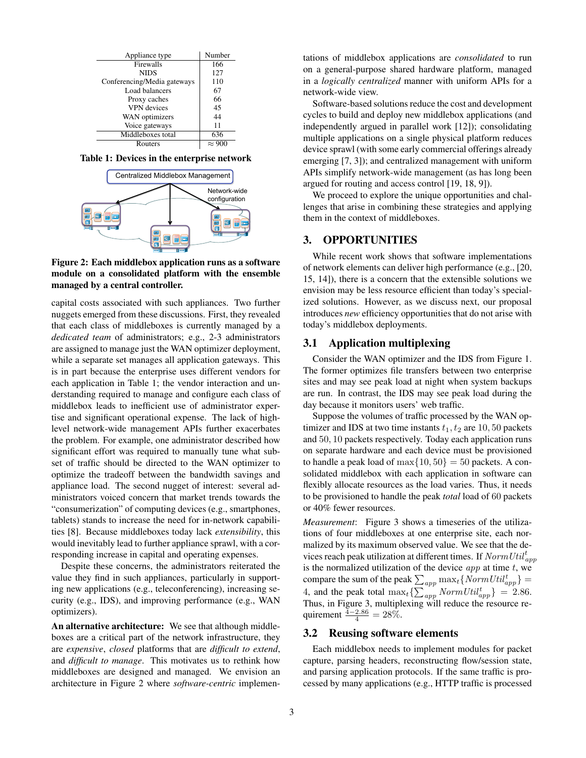| Appliance type | Number |
|---|---|
| Firewalls | 166 |
| NIDS | 127 |
| Conferencing/Media gateways | 110 |
| Load balancers | 67 |
| Proxy caches | 66 |
| VPN devices | 45 |
| WAN optimizers | 44 |
| Voice gateways | 11 |
| Middleboxes total | 636 |
| Routers | ≈ 900 |

**Table 1: Devices in the enterprise network**

**Figure 2: Each middlebox application runs as a software module on a consolidated platform with the ensemble managed by a central controller.**

capital costs associated with such appliances. Two further nuggets emerged from these discussions. First, they revealed that each class of middleboxes is currently managed by a *dedicated team* of administrators; e.g., 2-3 administrators are assigned to manage just the WAN optimizer deployment, while a separate set manages all application gateways. This is in part because the enterprise uses different vendors for each application in Table 1; the vendor interaction and understanding required to manage and configure each class of middlebox leads to inefficient use of administrator expertise and significant operational expense. The lack of high-level network-wide management APIs further exacerbates the problem. For example, one administrator described how significant effort was required to manually tune what subset of traffic should be directed to the WAN optimizer to optimize the tradeoff between the bandwidth savings and appliance load. The second nugget of interest: several administrators voiced concern that market trends towards the "consumerization" of computing devices (e.g., smartphones, tablets) stands to increase the need for in-network capabilities [8]. Because middleboxes today lack *extensibility*, this would inevitably lead to further appliance sprawl, with a corresponding increase in capital and operating expenses.

Despite these concerns, the administrators reiterated the value they find in such appliances, particularly in supporting new applications (e.g., teleconferencing), increasing security (e.g., IDS), and improving performance (e.g., WAN optimizers).

**An alternative architecture:** We see that although middleboxes are a critical part of the network infrastructure, they are *expensive*, *closed* platforms that are *difficult to extend*, and *difficult to manage*. This motivates us to rethink how middleboxes are designed and managed. We envision an architecture in Figure 2 where *software-centric* implementations of middlebox applications are *consolidated* to run on a general-purpose shared hardware platform, managed in a *logically centralized* manner with uniform APIs for a network-wide view.

Software-based solutions reduce the cost and development cycles to build and deploy new middlebox applications (and independently argued in parallel work [12]); consolidating multiple applications on a single physical platform reduces device sprawl (with some early commercial offerings already emerging [7, 3]); and centralized management with uniform APIs simplify network-wide management (as has long been argued for routing and access control [19, 18, 9]).

We proceed to explore the unique opportunities and challenges that arise in combining these strategies and applying them in the context of middleboxes.

## 3. OPPORTUNITIES

While recent work shows that software implementations of network elements can deliver high performance (e.g., [20, 15, 14]), there is a concern that the extensible solutions we envision may be less resource efficient than today's specialized solutions. However, as we discuss next, our proposal introduces *new* efficiency opportunities that do not arise with today's middlebox deployments.

### 3.1 Application multiplexing

Consider the WAN optimizer and the IDS from Figure 1. The former optimizes file transfers between two enterprise sites and may see peak load at night when system backups are run. In contrast, the IDS may see peak load during the day because it monitors users' web traffic.

Suppose the volumes of traffic processed by the WAN optimizer and IDS at two time instants $t_1, t_2$ are $10, 50$ packets and $50, 10$ packets respectively. Today each application runs on separate hardware and each device must be provisioned to handle a peak load of $\max\{10, 50\} = 50$ packets. A consolidated middlebox with each application in software can flexibly allocate resources as the load varies. Thus, it needs to be provisioned to handle the peak *total* load of 60 packets or 40% fewer resources.

*Measurement*: Figure 3 shows a timeseries of the utilizations of four middleboxes at one enterprise site, each normalized by its maximum observed value. We see that the devices reach peak utilization at different times. If $NormUtil_{app}^{t}$ is the normalized utilization of the device $app$ at time $t$, we compare the sum of the peak $\sum_{app} \max_t\{NormUtil_{app}^{t}\} = 4$, and the peak total $\max_t\{\sum_{app} NormUtil_{app}^{t}\} = 2.86$. Thus, in Figure 3, multiplexing will reduce the resource requirement $\frac{4-2.86}{4} = 28\%$.

### 3.2 Reusing software elements

Each middlebox needs to implement modules for packet capture, parsing headers, reconstructing flow/session state, and parsing application protocols. If the same traffic is processed by many applications (e.g., HTTP traffic is processed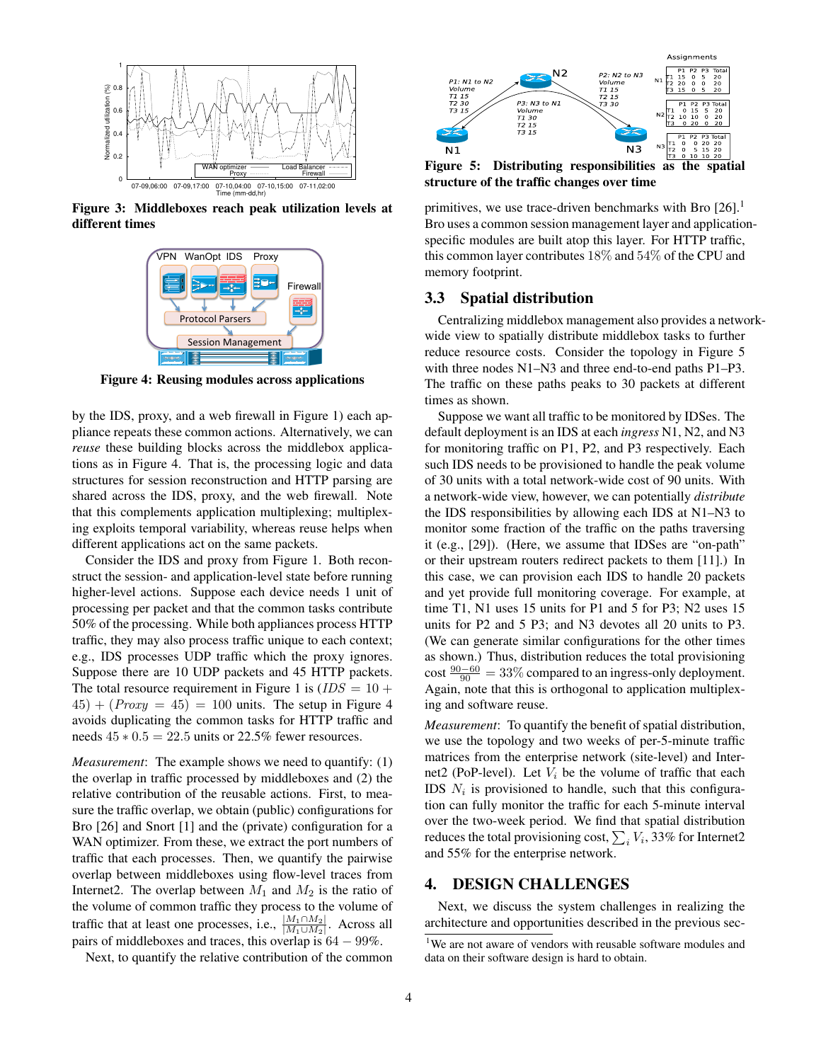Figure 3: Middleboxes reach peak utilization levels at different times

Figure 4: Reusing modules across applications

by the IDS, proxy, and a web firewall in Figure 1) each appliance repeats these common actions. Alternatively, we can *reuse* these building blocks across the middlebox applications as in Figure 4. That is, the processing logic and data structures for session reconstruction and HTTP parsing are shared across the IDS, proxy, and the web firewall. Note that this complements application multiplexing; multiplexing exploits temporal variability, whereas reuse helps when different applications act on the same packets.

Consider the IDS and proxy from Figure 1. Both reconstruct the session- and application-level state before running higher-level actions. Suppose each device needs 1 unit of processing per packet and that the common tasks contribute 50% of the processing. While both appliances process HTTP traffic, they may also process traffic unique to each context; e.g., IDS processes UDP traffic which the proxy ignores. Suppose there are 10 UDP packets and 45 HTTP packets. The total resource requirement in Figure 1 is $(IDS = 10 + 45) + (Proxy = 45) = 100$ units. The setup in Figure 4 avoids duplicating the common tasks for HTTP traffic and needs $45 * 0.5 = 22.5$ units or 22.5% fewer resources.

*Measurement*: The example shows we need to quantify: (1) the overlap in traffic processed by middleboxes and (2) the relative contribution of the reusable actions. First, to measure the traffic overlap, we obtain (public) configurations for Bro [26] and Snort [1] and the (private) configuration for a WAN optimizer. From these, we extract the port numbers of traffic that each processes. Then, we quantify the pairwise overlap between middleboxes using flow-level traces from Internet2. The overlap between $M_1$ and $M_2$ is the ratio of the volume of common traffic they process to the volume of traffic that at least one processes, i.e., $\frac{|M_1 \cap M_2|}{|M_1 \cup M_2|}$. Across all pairs of middleboxes and traces, this overlap is $64 - 99\%$.

Next, to quantify the relative contribution of the common primitives, we use trace-driven benchmarks with Bro [26].[1] Bro uses a common session management layer and application-specific modules are built atop this layer. For HTTP traffic, this common layer contributes 18% and 54% of the CPU and memory footprint.

Figure 5: Distributing responsibilities as the spatial structure of the traffic changes over time

## 3.3 Spatial distribution

Centralizing middlebox management also provides a network-wide view to spatially distribute middlebox tasks to further reduce resource costs. Consider the topology in Figure 5 with three nodes N1–N3 and three end-to-end paths P1–P3. The traffic on these paths peaks to 30 packets at different times as shown.

Suppose we want all traffic to be monitored by IDSes. The default deployment is an IDS at each *ingress* N1, N2, and N3 for monitoring traffic on P1, P2, and P3 respectively. Each such IDS needs to be provisioned to handle the peak volume of 30 units with a total network-wide cost of 90 units. With a network-wide view, however, we can potentially *distribute* the IDS responsibilities by allowing each IDS at N1–N3 to monitor some fraction of the traffic on the paths traversing it (e.g., [29]). (Here, we assume that IDSes are "on-path" or their upstream routers redirect packets to them [11].) In this case, we can provision each IDS to handle 20 packets and yet provide full monitoring coverage. For example, at time T1, N1 uses 15 units for P1 and 5 for P3; N2 uses 15 units for P2 and 5 P3; and N3 devotes all 20 units to P3. (We can generate similar configurations for the other times as shown.) Thus, distribution reduces the total provisioning cost $\frac{90-60}{90} = 33\%$ compared to an ingress-only deployment. Again, note that this is orthogonal to application multiplexing and software reuse.

*Measurement*: To quantify the benefit of spatial distribution, we use the topology and two weeks of per-5-minute traffic matrices from the enterprise network (site-level) and Internet2 (PoP-level). Let $V_i$ be the volume of traffic that each IDS $N_i$ is provisioned to handle, such that this configuration can fully monitor the traffic for each 5-minute interval over the two-week period. We find that spatial distribution reduces the total provisioning cost, $\sum_i V_i$, 33% for Internet2 and 55% for the enterprise network.

# 4. DESIGN CHALLENGES

Next, we discuss the system challenges in realizing the architecture and opportunities described in the previous sec-

[1] We are not aware of vendors with reusable software modules and data on their software design is hard to obtain.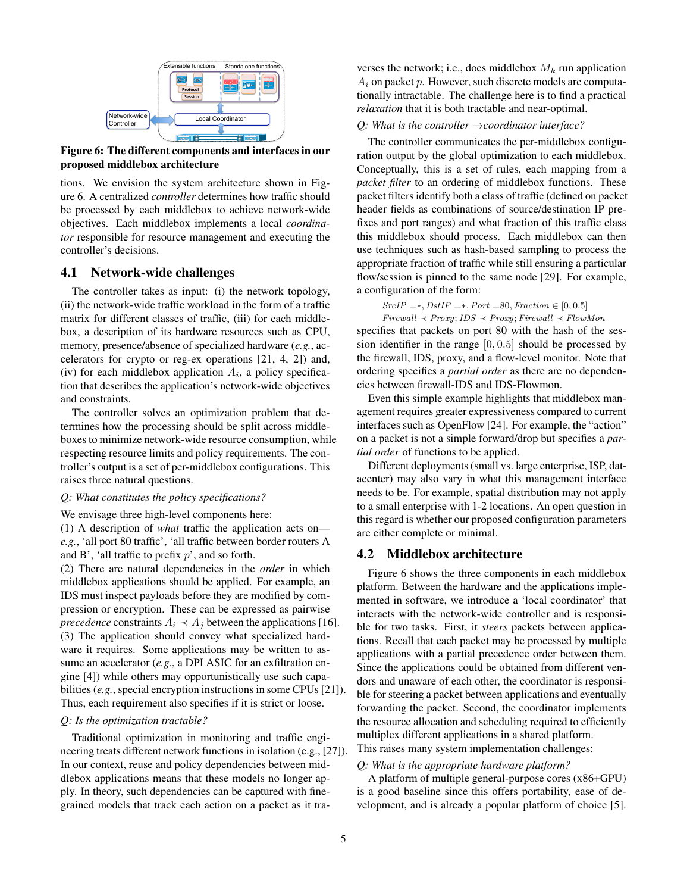**Figure 6: The different components and interfaces in our proposed middlebox architecture**

tions. We envision the system architecture shown in Figure 6. A centralized *controller* determines how traffic should be processed by each middlebox to achieve network-wide objectives. Each middlebox implements a local *coordinator* responsible for resource management and executing the controller's decisions.

## 4.1 Network-wide challenges

The controller takes as input: (i) the network topology, (ii) the network-wide traffic workload in the form of a traffic matrix for different classes of traffic, (iii) for each middlebox, a description of its hardware resources such as CPU, memory, presence/absence of specialized hardware (*e.g.*, accelerators for crypto or reg-ex operations [21, 4, 2]) and, (iv) for each middlebox application $A_i$, a policy specification that describes the application's network-wide objectives and constraints.

The controller solves an optimization problem that determines how the processing should be split across middleboxes to minimize network-wide resource consumption, while respecting resource limits and policy requirements. The controller's output is a set of per-middlebox configurations. This raises three natural questions.

*Q: What constitutes the policy specifications?*

We envisage three high-level components here:

(1) A description of *what* traffic the application acts on—*e.g.*, 'all port 80 traffic', 'all traffic between border routers A and B', 'all traffic to prefix $p$', and so forth.

(2) There are natural dependencies in the *order* in which middlebox applications should be applied. For example, an IDS must inspect payloads before they are modified by compression or encryption. These can be expressed as pairwise *precedence* constraints $A_i \prec A_j$ between the applications [16].

(3) The application should convey what specialized hardware it requires. Some applications may be written to assume an accelerator (*e.g.*, a DPI ASIC for an exfiltration engine [4]) while others may opportunistically use such capabilities (*e.g.*, special encryption instructions in some CPUs [21]). Thus, each requirement also specifies if it is strict or loose.

*Q: Is the optimization tractable?*

Traditional optimization in monitoring and traffic engineering treats different network functions in isolation (e.g., [27]). In our context, reuse and policy dependencies between middlebox applications means that these models no longer apply. In theory, such dependencies can be captured with fine-grained models that track each action on a packet as it traverses the network; i.e., does middlebox $M_k$ run application $A_i$ on packet $p$. However, such discrete models are computationally intractable. The challenge here is to find a practical *relaxation* that is both tractable and near-optimal.

*Q: What is the controller $\rightarrow$coordinator interface?*

The controller communicates the per-middlebox configuration output by the global optimization to each middlebox. Conceptually, this is a set of rules, each mapping from a *packet filter* to an ordering of middlebox functions. These packet filters identify both a class of traffic (defined on packet header fields as combinations of source/destination IP prefixes and port ranges) and what fraction of this traffic class this middlebox should process. Each middlebox can then use techniques such as hash-based sampling to process the appropriate fraction of traffic while still ensuring a particular flow/session is pinned to the same node [29]. For example, a configuration of the form:

$$SrcIP = *, DstIP = *, Port = 80, Fraction \in [0, 0.5]$$
$$Firewall \prec Proxy; IDS \prec Proxy; Firewall \prec FlowMon$$

specifies that packets on port 80 with the hash of the session identifier in the range $[0, 0.5]$ should be processed by the firewall, IDS, proxy, and a flow-level monitor. Note that ordering specifies a *partial order* as there are no dependencies between firewall-IDS and IDS-Flowmon.

Even this simple example highlights that middlebox management requires greater expressiveness compared to current interfaces such as OpenFlow [24]. For example, the "action" on a packet is not a simple forward/drop but specifies a *partial order* of functions to be applied.

Different deployments (small vs. large enterprise, ISP, datacenter) may also vary in what this management interface needs to be. For example, spatial distribution may not apply to a small enterprise with 1-2 locations. An open question in this regard is whether our proposed configuration parameters are either complete or minimal.

## 4.2 Middlebox architecture

Figure 6 shows the three components in each middlebox platform. Between the hardware and the applications implemented in software, we introduce a 'local coordinator' that interacts with the network-wide controller and is responsible for two tasks. First, it *steers* packets between applications. Recall that each packet may be processed by multiple applications with a partial precedence order between them. Since the applications could be obtained from different vendors and unaware of each other, the coordinator is responsible for steering a packet between applications and eventually forwarding the packet. Second, the coordinator implements the resource allocation and scheduling required to efficiently multiplex different applications in a shared platform.

This raises many system implementation challenges:

*Q: What is the appropriate hardware platform?*

A platform of multiple general-purpose cores (x86+GPU) is a good baseline since this offers portability, ease of development, and is already a popular platform of choice [5].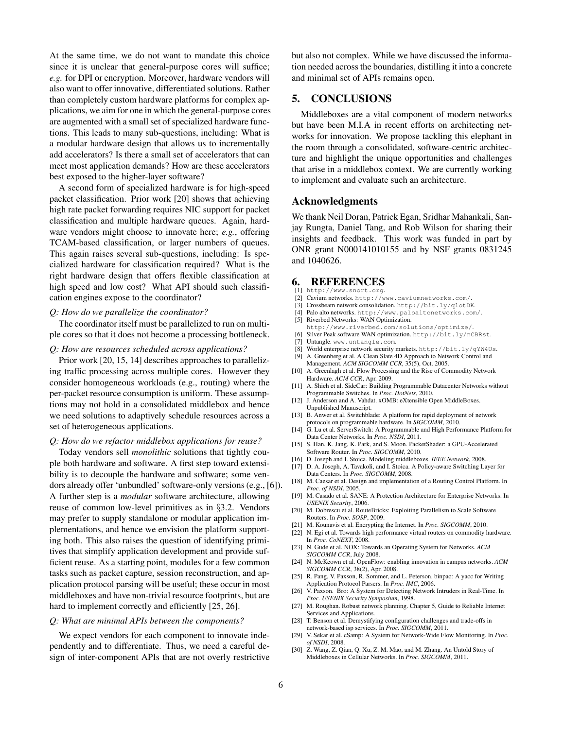At the same time, we do not want to mandate this choice since it is unclear that general-purpose cores will suffice; *e.g.* for DPI or encryption. Moreover, hardware vendors will also want to offer innovative, differentiated solutions. Rather than completely custom hardware platforms for complex applications, we aim for one in which the general-purpose cores are augmented with a small set of specialized hardware functions. This leads to many sub-questions, including: What is a modular hardware design that allows us to incrementally add accelerators? Is there a small set of accelerators that can meet most application demands? How are these accelerators best exposed to the higher-layer software?

A second form of specialized hardware is for high-speed packet classification. Prior work [20] shows that achieving high rate packet forwarding requires NIC support for packet classification and multiple hardware queues. Again, hardware vendors might choose to innovate here; *e.g.*, offering TCAM-based classification, or larger numbers of queues. This again raises several sub-questions, including: Is specialized hardware for classification required? What is the right hardware design that offers flexible classification at high speed and low cost? What API should such classification engines expose to the coordinator?

*Q: How do we parallelize the coordinator?*

The coordinator itself must be parallelized to run on multiple cores so that it does not become a processing bottleneck.

*Q: How are resources scheduled across applications?*

Prior work [20, 15, 14] describes approaches to parallelizing traffic processing across multiple cores. However they consider homogeneous workloads (e.g., routing) where the per-packet resource consumption is uniform. These assumptions may not hold in a consolidated middlebox and hence we need solutions to adaptively schedule resources across a set of heterogeneous applications.

*Q: How do we refactor middlebox applications for reuse?*

Today vendors sell *monolithic* solutions that tightly couple both hardware and software. A first step toward extensibility is to decouple the hardware and software; some vendors already offer 'unbundled' software-only versions (e.g., [6]). A further step is a *modular* software architecture, allowing reuse of common low-level primitives as in §3.2. Vendors may prefer to supply standalone or modular application implementations, and hence we envision the platform supporting both. This also raises the question of identifying primitives that simplify application development and provide sufficient reuse. As a starting point, modules for a few common tasks such as packet capture, session reconstruction, and application protocol parsing will be useful; these occur in most middleboxes and have non-trivial resource footprints, but are hard to implement correctly and efficiently [25, 26].

*Q: What are minimal APIs between the components?*

We expect vendors for each component to innovate independently and to differentiate. Thus, we need a careful design of inter-component APIs that are not overly restrictive but also not complex. While we have discussed the information needed across the boundaries, distilling it into a concrete and minimal set of APIs remains open.

## 5. CONCLUSIONS

Middleboxes are a vital component of modern networks but have been M.I.A in recent efforts on architecting networks for innovation. We propose tackling this elephant in the room through a consolidated, software-centric architecture and highlight the unique opportunities and challenges that arise in a middlebox context. We are currently working to implement and evaluate such an architecture.

### Acknowledgments

We thank Neil Doran, Patrick Egan, Sridhar Mahankali, Sanjay Rungta, Daniel Tang, and Rob Wilson for sharing their insights and feedback. This work was funded in part by ONR grant N000141010155 and by NSF grants 0831245 and 1040626.

## 6. REFERENCES

[1] http://www.snort.org.
[2] Cavium networks. http://www.caviumnetworks.com/.
[3] Crossbeam network consolidation. http://bit.ly/qlotDK.
[4] Palo alto networks. http://www.paloaltonetworks.com/.
[5] Riverbed Networks: WAN Optimization. http://www.riverbed.com/solutions/optimize/.
[6] Silver Peak software WAN optimization. http://bit.ly/nCBRst.
[7] Untangle. www.untangle.com.
[8] World enterprise network security markets. http://bit.ly/gYW4Us.
[9] A. Greenberg et al. A Clean Slate 4D Approach to Network Control and Management. *ACM SIGCOMM CCR*, 35(5), Oct. 2005.
[10] A. Greenlagh et al. Flow Processing and the Rise of Commodity Network Hardware. *ACM CCR*, Apr. 2009.
[11] A. Shieh et al. SideCar: Building Programmable Datacenter Networks without Programmable Switches. In *Proc. HotNets*, 2010.
[12] J. Anderson and A. Vahdat. xOMB: eXtensible Open MiddleBoxes. Unpublished Manuscript.
[13] B. Anwer et al. Switchblade: A platform for rapid deployment of network protocols on programmable hardware. In *SIGCOMM*, 2010.
[14] G. Lu et al. ServerSwitch: A Programmable and High Performance Platform for Data Center Networks. In *Proc. NSDI*, 2011.
[15] S. Han, K. Jang, K. Park, and S. Moon. PacketShader: a GPU-Accelerated Software Router. In *Proc. SIGCOMM*, 2010.
[16] D. Joseph and I. Stoica. Modeling middleboxes. *IEEE Network*, 2008.
[17] D. A. Joseph, A. Tavakoli, and I. Stoica. A Policy-aware Switching Layer for Data Centers. In *Proc. SIGCOMM*, 2008.
[18] M. Caesar et al. Design and implementation of a Routing Control Platform. In *Proc. of NSDI*, 2005.
[19] M. Casado et al. SANE: A Protection Architecture for Enterprise Networks. In *USENIX Security*, 2006.
[20] M. Dobrescu et al. RouteBricks: Exploiting Parallelism to Scale Software Routers. In *Proc. SOSP*, 2009.
[21] M. Kounavis et al. Encrypting the Internet. In *Proc. SIGCOMM*, 2010.
[22] N. Egi et al. Towards high performance virtual routers on commodity hardware. In *Proc. CoNEXT*, 2008.
[23] N. Gude et al. NOX: Towards an Operating System for Networks. *ACM SIGCOMM CCR*, July 2008.
[24] N. McKeown et al. OpenFlow: enabling innovation in campus networks. *ACM SIGCOMM CCR*, 38(2), Apr. 2008.
[25] R. Pang, V. Paxson, R. Sommer, and L. Peterson. binpac: A yacc for Writing Application Protocol Parsers. In *Proc. IMC*, 2006.
[26] V. Paxson. Bro: A System for Detecting Network Intruders in Real-Time. In *Proc. USENIX Security Symposium*, 1998.
[27] M. Roughan. Robust network planning. Chapter 5, Guide to Reliable Internet Services and Applications.
[28] T. Benson et al. Demystifying configuration challenges and trade-offs in network-based isp services. In *Proc. SIGCOMM*, 2011.
[29] V. Sekar et al. cSamp: A System for Network-Wide Flow Monitoring. In *Proc. of NSDI*, 2008.
[30] Z. Wang, Z. Qian, Q. Xu, Z. M. Mao, and M. Zhang. An Untold Story of Middleboxes in Cellular Networks. In *Proc. SIGCOMM*, 2011.